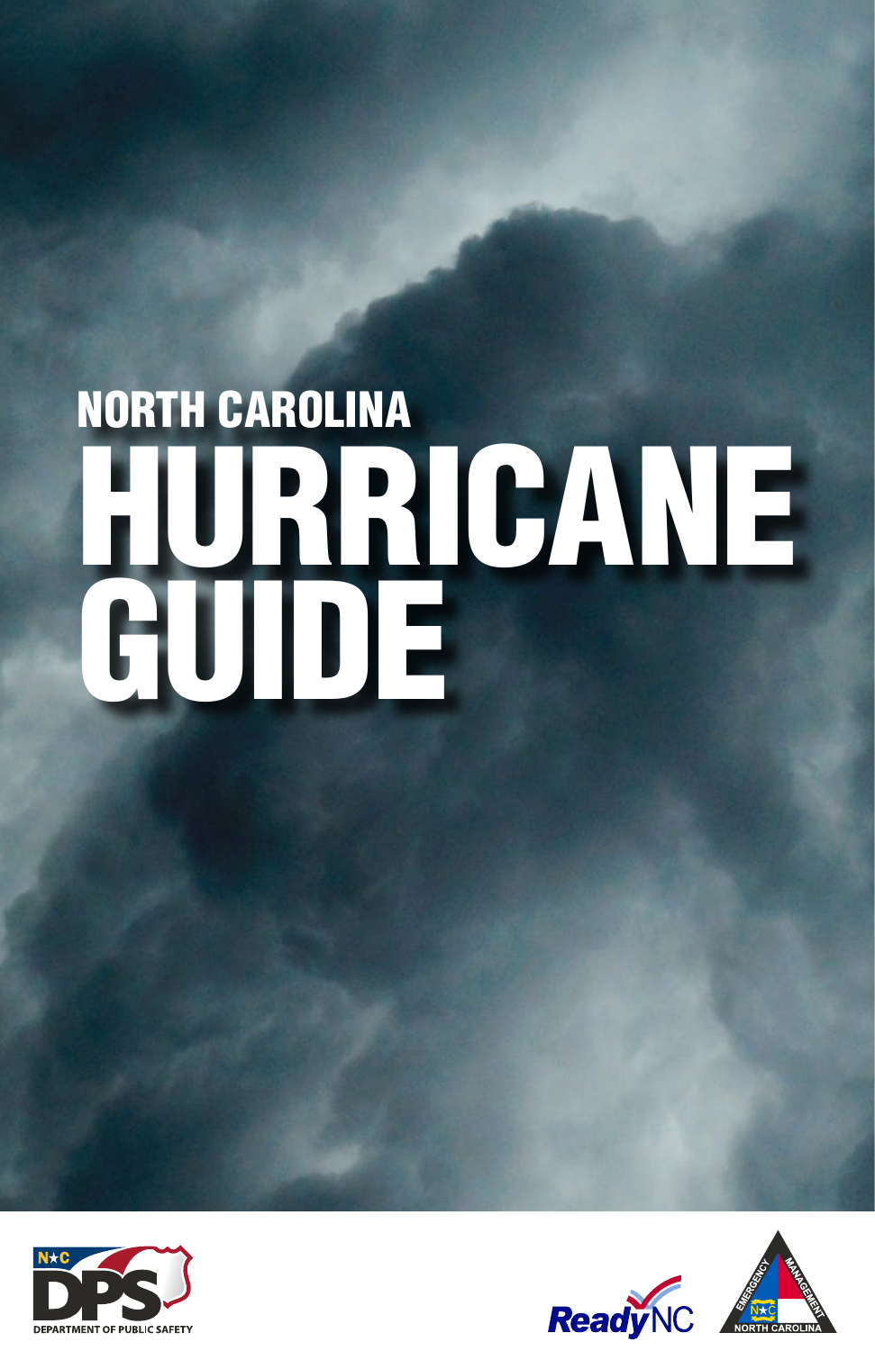# NORTH CAROLINA HURRICANE GUIDE

N★C DPS DEPARTMENT OF PUBLIC SAFETY

ReadyNC

EMERGENCY MANAGEMENT N★C NORTH CAROLINA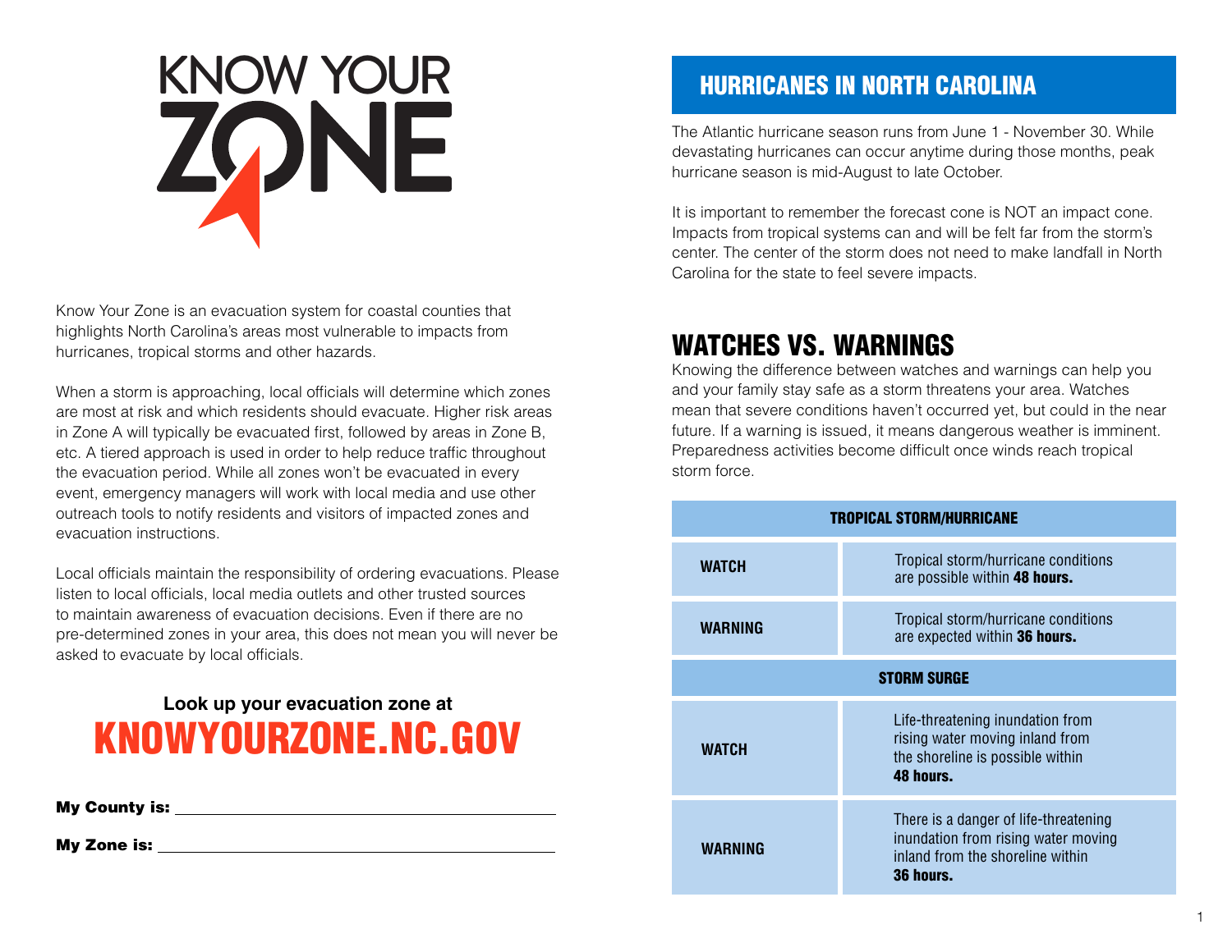# KNOW YOUR ZONE

Know Your Zone is an evacuation system for coastal counties that highlights North Carolina's areas most vulnerable to impacts from hurricanes, tropical storms and other hazards.

When a storm is approaching, local officials will determine which zones are most at risk and which residents should evacuate. Higher risk areas in Zone A will typically be evacuated first, followed by areas in Zone B, etc. A tiered approach is used in order to help reduce traffic throughout the evacuation period. While all zones won't be evacuated in every event, emergency managers will work with local media and use other outreach tools to notify residents and visitors of impacted zones and evacuation instructions.

Local officials maintain the responsibility of ordering evacuations. Please listen to local officials, local media outlets and other trusted sources to maintain awareness of evacuation decisions. Even if there are no pre-determined zones in your area, this does not mean you will never be asked to evacuate by local officials.

**Look up your evacuation zone at**

**KNOWYOURZONE.NC.GOV**

**My County is:** ______________________________

**My Zone is:** ______________________________

## HURRICANES IN NORTH CAROLINA

The Atlantic hurricane season runs from June 1 - November 30. While devastating hurricanes can occur anytime during those months, peak hurricane season is mid-August to late October.

It is important to remember the forecast cone is NOT an impact cone. Impacts from tropical systems can and will be felt far from the storm's center. The center of the storm does not need to make landfall in North Carolina for the state to feel severe impacts.

## WATCHES VS. WARNINGS

Knowing the difference between watches and warnings can help you and your family stay safe as a storm threatens your area. Watches mean that severe conditions haven't occurred yet, but could in the near future. If a warning is issued, it means dangerous weather is imminent. Preparedness activities become difficult once winds reach tropical storm force.

| TROPICAL STORM/HURRICANE | |
|---|---|
| **WATCH** | Tropical storm/hurricane conditions are possible within **48 hours.** |
| **WARNING** | Tropical storm/hurricane conditions are expected within **36 hours.** |
| **STORM SURGE** | |
| **WATCH** | Life-threatening inundation from rising water moving inland from the shoreline is possible within **48 hours.** |
| **WARNING** | There is a danger of life-threatening inundation from rising water moving inland from the shoreline within **36 hours.** |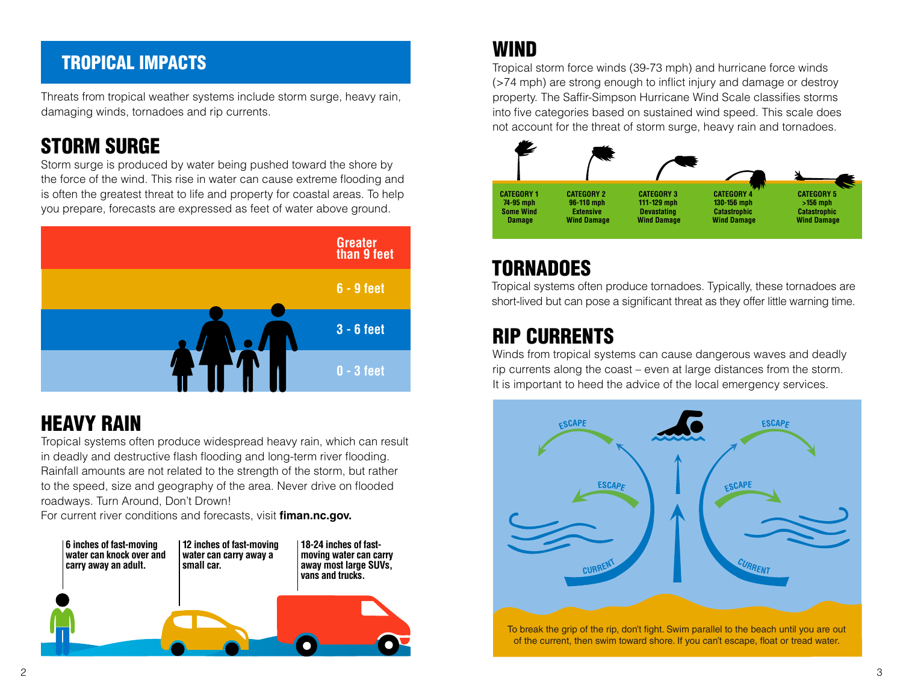## TROPICAL IMPACTS

Threats from tropical weather systems include storm surge, heavy rain, damaging winds, tornadoes and rip currents.

## STORM SURGE

Storm surge is produced by water being pushed toward the shore by the force of the wind. This rise in water can cause extreme flooding and is often the greatest threat to life and property for coastal areas. To help you prepare, forecasts are expressed as feet of water above ground.

Greater than 9 feet

6 - 9 feet

3 - 6 feet

0 - 3 feet

## HEAVY RAIN

Tropical systems often produce widespread heavy rain, which can result in deadly and destructive flash flooding and long-term river flooding. Rainfall amounts are not related to the strength of the storm, but rather to the speed, size and geography of the area. Never drive on flooded roadways. Turn Around, Don't Drown!

For current river conditions and forecasts, visit **fiman.nc.gov.**

**6 inches of fast-moving water can knock over and carry away an adult.**

**12 inches of fast-moving water can carry away a small car.**

**18-24 inches of fast-moving water can carry away most large SUVs, vans and trucks.**

## WIND

Tropical storm force winds (39-73 mph) and hurricane force winds (>74 mph) are strong enough to inflict injury and damage or destroy property. The Saffir-Simpson Hurricane Wind Scale classifies storms into five categories based on sustained wind speed. This scale does not account for the threat of storm surge, heavy rain and tornadoes.

| CATEGORY 1 | CATEGORY 2 | CATEGORY 3 | CATEGORY 4 | CATEGORY 5 |
|---|---|---|---|---|
| 74-95 mph | 96-110 mph | 111-129 mph | 130-156 mph | >156 mph |
| Some Wind Damage | Extensive Wind Damage | Devastating Wind Damage | Catastrophic Wind Damage | Catastrophic Wind Damage |

## TORNADOES

Tropical systems often produce tornadoes. Typically, these tornadoes are short-lived but can pose a significant threat as they offer little warning time.

## RIP CURRENTS

Winds from tropical systems can cause dangerous waves and deadly rip currents along the coast – even at large distances from the storm. It is important to heed the advice of the local emergency services.

ESCAPE ESCAPE ESCAPE ESCAPE CURRENT CURRENT

To break the grip of the rip, don't fight. Swim parallel to the beach until you are out of the current, then swim toward shore. If you can't escape, float or tread water.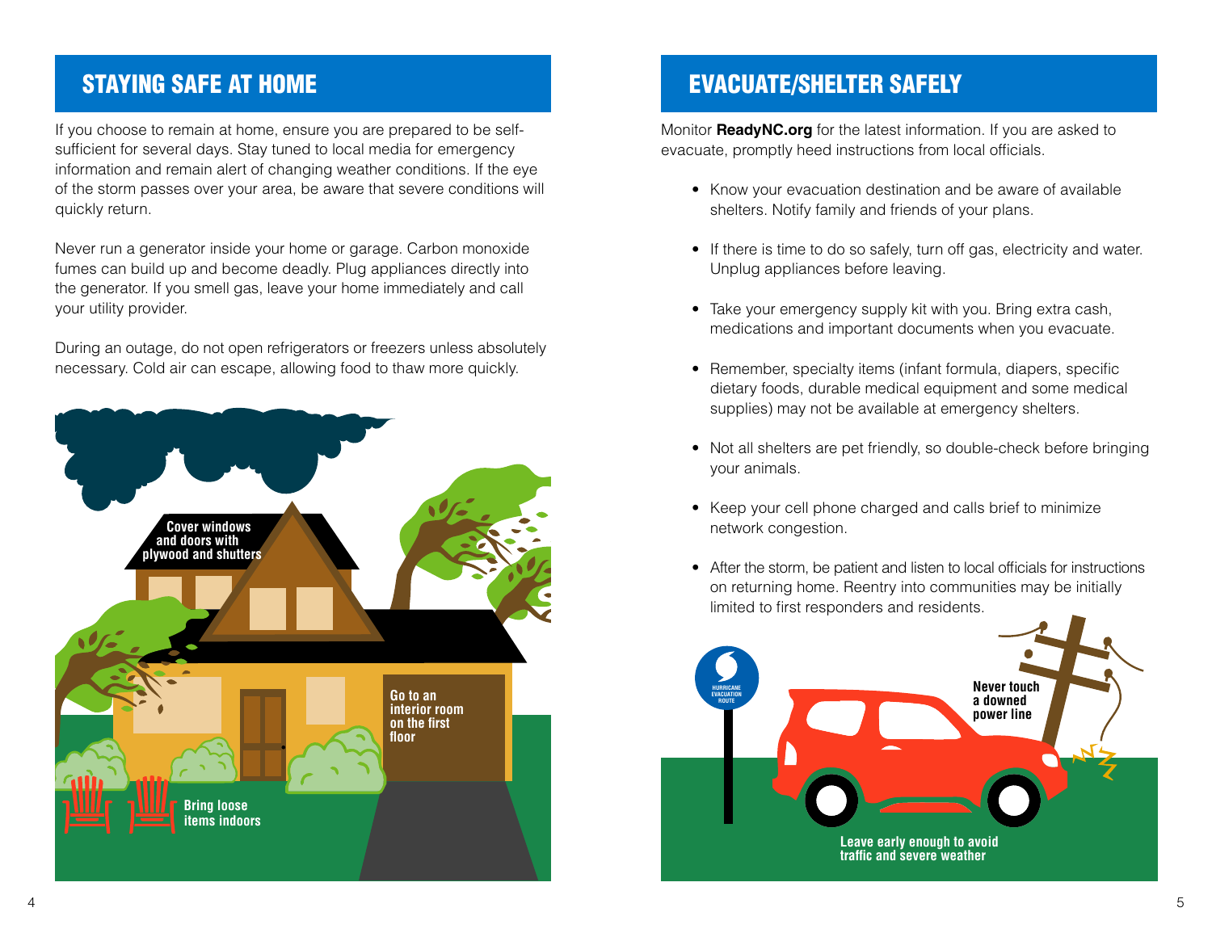## STAYING SAFE AT HOME

If you choose to remain at home, ensure you are prepared to be self-sufficient for several days. Stay tuned to local media for emergency information and remain alert of changing weather conditions. If the eye of the storm passes over your area, be aware that severe conditions will quickly return.

Never run a generator inside your home or garage. Carbon monoxide fumes can build up and become deadly. Plug appliances directly into the generator. If you smell gas, leave your home immediately and call your utility provider.

During an outage, do not open refrigerators or freezers unless absolutely necessary. Cold air can escape, allowing food to thaw more quickly.

**Cover windows and doors with plywood and shutters**

**Go to an interior room on the first floor**

**Bring loose items indoors**

## EVACUATE/SHELTER SAFELY

Monitor **ReadyNC.org** for the latest information. If you are asked to evacuate, promptly heed instructions from local officials.

- Know your evacuation destination and be aware of available shelters. Notify family and friends of your plans.
- If there is time to do so safely, turn off gas, electricity and water. Unplug appliances before leaving.
- Take your emergency supply kit with you. Bring extra cash, medications and important documents when you evacuate.
- Remember, specialty items (infant formula, diapers, specific dietary foods, durable medical equipment and some medical supplies) may not be available at emergency shelters.
- Not all shelters are pet friendly, so double-check before bringing your animals.
- Keep your cell phone charged and calls brief to minimize network congestion.
- After the storm, be patient and listen to local officials for instructions on returning home. Reentry into communities may be initially limited to first responders and residents.

HURRICANE EVACUATION ROUTE

**Never touch a downed power line**

**Leave early enough to avoid traffic and severe weather**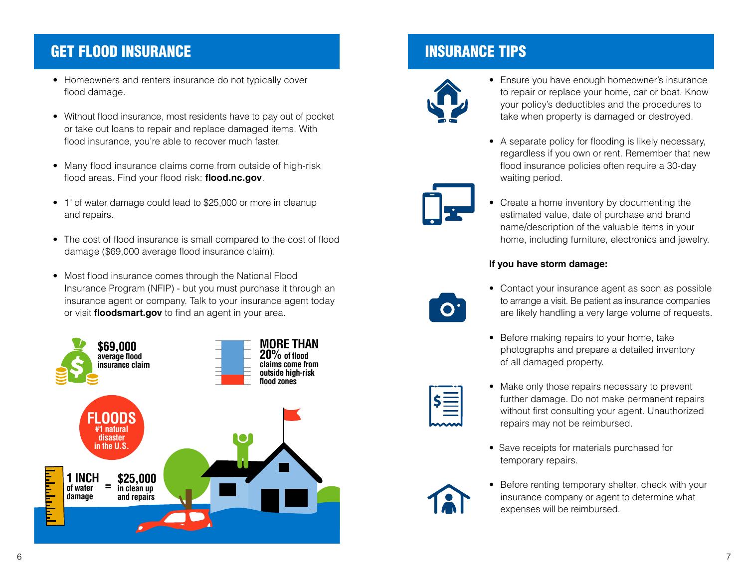## GET FLOOD INSURANCE

- Homeowners and renters insurance do not typically cover flood damage.
- Without flood insurance, most residents have to pay out of pocket or take out loans to repair and replace damaged items. With flood insurance, you're able to recover much faster.
- Many flood insurance claims come from outside of high-risk flood areas. Find your flood risk: **flood.nc.gov**.
- 1" of water damage could lead to $25,000 or more in cleanup and repairs.
- The cost of flood insurance is small compared to the cost of flood damage ($69,000 average flood insurance claim).
- Most flood insurance comes through the National Flood Insurance Program (NFIP) - but you must purchase it through an insurance agent or company. Talk to your insurance agent today or visit **floodsmart.gov** to find an agent in your area.

**$69,000** average flood insurance claim

**MORE THAN 20%** of flood claims come from outside high-risk flood zones

**FLOODS** #1 natural disaster in the U.S.

**1 INCH** of water damage = **$25,000** in clean up and repairs

## INSURANCE TIPS

- Ensure you have enough homeowner's insurance to repair or replace your home, car or boat. Know your policy's deductibles and the procedures to take when property is damaged or destroyed.
- A separate policy for flooding is likely necessary, regardless if you own or rent. Remember that new flood insurance policies often require a 30-day waiting period.
- Create a home inventory by documenting the estimated value, date of purchase and brand name/description of the valuable items in your home, including furniture, electronics and jewelry.

**If you have storm damage:**

- Contact your insurance agent as soon as possible to arrange a visit. Be patient as insurance companies are likely handling a very large volume of requests.
- Before making repairs to your home, take photographs and prepare a detailed inventory of all damaged property.
- Make only those repairs necessary to prevent further damage. Do not make permanent repairs without first consulting your agent. Unauthorized repairs may not be reimbursed.
- Save receipts for materials purchased for temporary repairs.
- Before renting temporary shelter, check with your insurance company or agent to determine what expenses will be reimbursed.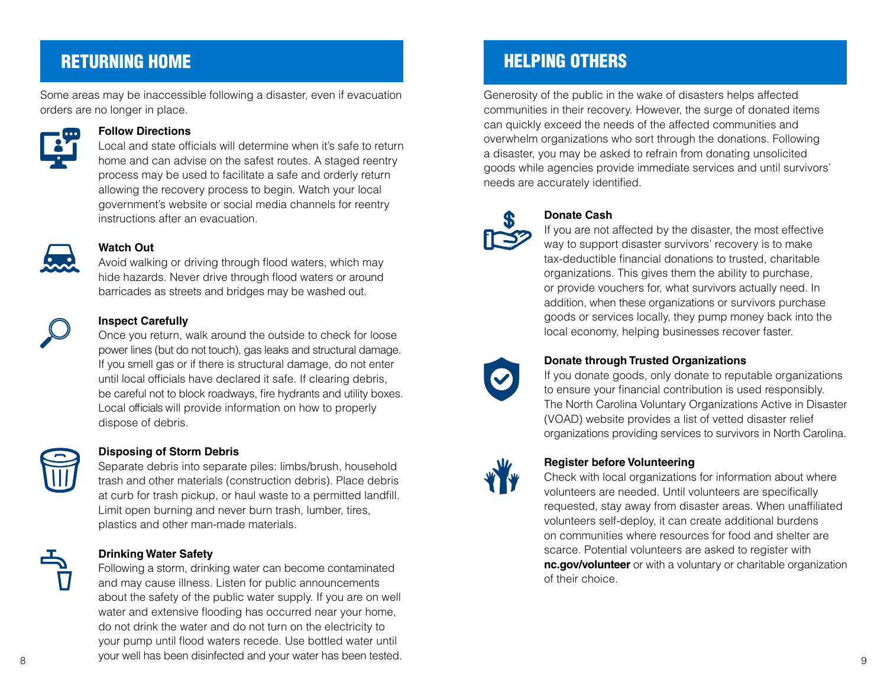## RETURNING HOME

Some areas may be inaccessible following a disaster, even if evacuation orders are no longer in place.

**Follow Directions**
Local and state officials will determine when it's safe to return home and can advise on the safest routes. A staged reentry process may be used to facilitate a safe and orderly return allowing the recovery process to begin. Watch your local government's website or social media channels for reentry instructions after an evacuation.

**Watch Out**
Avoid walking or driving through flood waters, which may hide hazards. Never drive through flood waters or around barricades as streets and bridges may be washed out.

**Inspect Carefully**
Once you return, walk around the outside to check for loose power lines (but do not touch), gas leaks and structural damage. If you smell gas or if there is structural damage, do not enter until local officials have declared it safe. If clearing debris, be careful not to block roadways, fire hydrants and utility boxes. Local officials will provide information on how to properly dispose of debris.

**Disposing of Storm Debris**
Separate debris into separate piles: limbs/brush, household trash and other materials (construction debris). Place debris at curb for trash pickup, or haul waste to a permitted landfill. Limit open burning and never burn trash, lumber, tires, plastics and other man-made materials.

**Drinking Water Safety**
Following a storm, drinking water can become contaminated and may cause illness. Listen for public announcements about the safety of the public water supply. If you are on well water and extensive flooding has occurred near your home, do not drink the water and do not turn on the electricity to your pump until flood waters recede. Use bottled water until your well has been disinfected and your water has been tested.

## HELPING OTHERS

Generosity of the public in the wake of disasters helps affected communities in their recovery. However, the surge of donated items can quickly exceed the needs of the affected communities and overwhelm organizations who sort through the donations. Following a disaster, you may be asked to refrain from donating unsolicited goods while agencies provide immediate services and until survivors' needs are accurately identified.

**Donate Cash**
If you are not affected by the disaster, the most effective way to support disaster survivors' recovery is to make tax-deductible financial donations to trusted, charitable organizations. This gives them the ability to purchase, or provide vouchers for, what survivors actually need. In addition, when these organizations or survivors purchase goods or services locally, they pump money back into the local economy, helping businesses recover faster.

**Donate through Trusted Organizations**
If you donate goods, only donate to reputable organizations to ensure your financial contribution is used responsibly. The North Carolina Voluntary Organizations Active in Disaster (VOAD) website provides a list of vetted disaster relief organizations providing services to survivors in North Carolina.

**Register before Volunteering**
Check with local organizations for information about where volunteers are needed. Until volunteers are specifically requested, stay away from disaster areas. When unaffiliated volunteers self-deploy, it can create additional burdens on communities where resources for food and shelter are scarce. Potential volunteers are asked to register with **nc.gov/volunteer** or with a voluntary or charitable organization of their choice.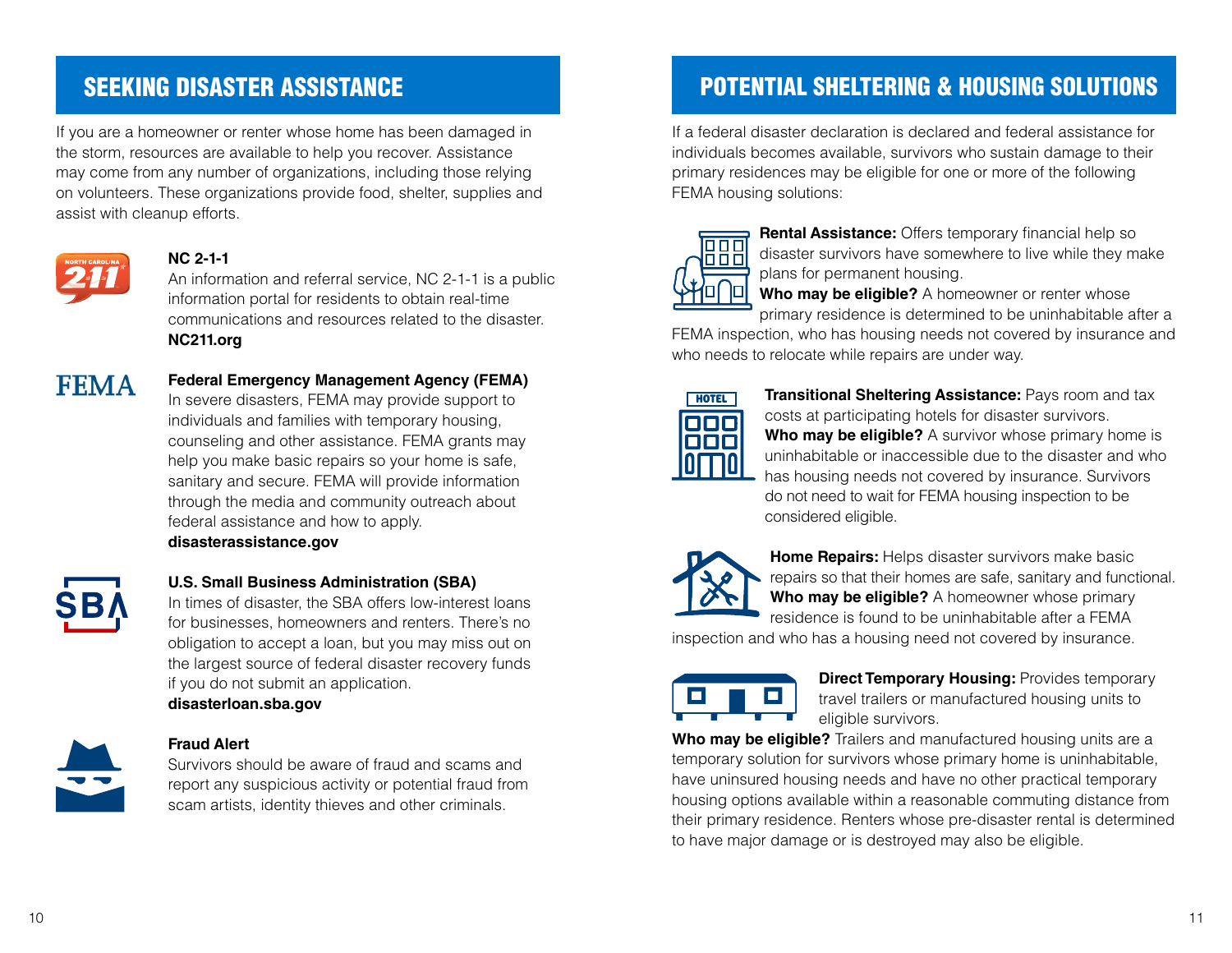## SEEKING DISASTER ASSISTANCE

If you are a homeowner or renter whose home has been damaged in the storm, resources are available to help you recover. Assistance may come from any number of organizations, including those relying on volunteers. These organizations provide food, shelter, supplies and assist with cleanup efforts.

**NC 2-1-1**
An information and referral service, NC 2-1-1 is a public information portal for residents to obtain real-time communications and resources related to the disaster.
**NC211.org**

**Federal Emergency Management Agency (FEMA)**
In severe disasters, FEMA may provide support to individuals and families with temporary housing, counseling and other assistance. FEMA grants may help you make basic repairs so your home is safe, sanitary and secure. FEMA will provide information through the media and community outreach about federal assistance and how to apply.
**disasterassistance.gov**

**U.S. Small Business Administration (SBA)**
In times of disaster, the SBA offers low-interest loans for businesses, homeowners and renters. There's no obligation to accept a loan, but you may miss out on the largest source of federal disaster recovery funds if you do not submit an application.
**disasterloan.sba.gov**

**Fraud Alert**
Survivors should be aware of fraud and scams and report any suspicious activity or potential fraud from scam artists, identity thieves and other criminals.

## POTENTIAL SHELTERING & HOUSING SOLUTIONS

If a federal disaster declaration is declared and federal assistance for individuals becomes available, survivors who sustain damage to their primary residences may be eligible for one or more of the following FEMA housing solutions:

**Rental Assistance:** Offers temporary financial help so disaster survivors have somewhere to live while they make plans for permanent housing.
**Who may be eligible?** A homeowner or renter whose primary residence is determined to be uninhabitable after a FEMA inspection, who has housing needs not covered by insurance and who needs to relocate while repairs are under way.

**Transitional Sheltering Assistance:** Pays room and tax costs at participating hotels for disaster survivors.
**Who may be eligible?** A survivor whose primary home is uninhabitable or inaccessible due to the disaster and who has housing needs not covered by insurance. Survivors do not need to wait for FEMA housing inspection to be considered eligible.

**Home Repairs:** Helps disaster survivors make basic repairs so that their homes are safe, sanitary and functional.
**Who may be eligible?** A homeowner whose primary residence is found to be uninhabitable after a FEMA inspection and who has a housing need not covered by insurance.

**Direct Temporary Housing:** Provides temporary travel trailers or manufactured housing units to eligible survivors.
**Who may be eligible?** Trailers and manufactured housing units are a temporary solution for survivors whose primary home is uninhabitable, have uninsured housing needs and have no other practical temporary housing options available within a reasonable commuting distance from their primary residence. Renters whose pre-disaster rental is determined to have major damage or is destroyed may also be eligible.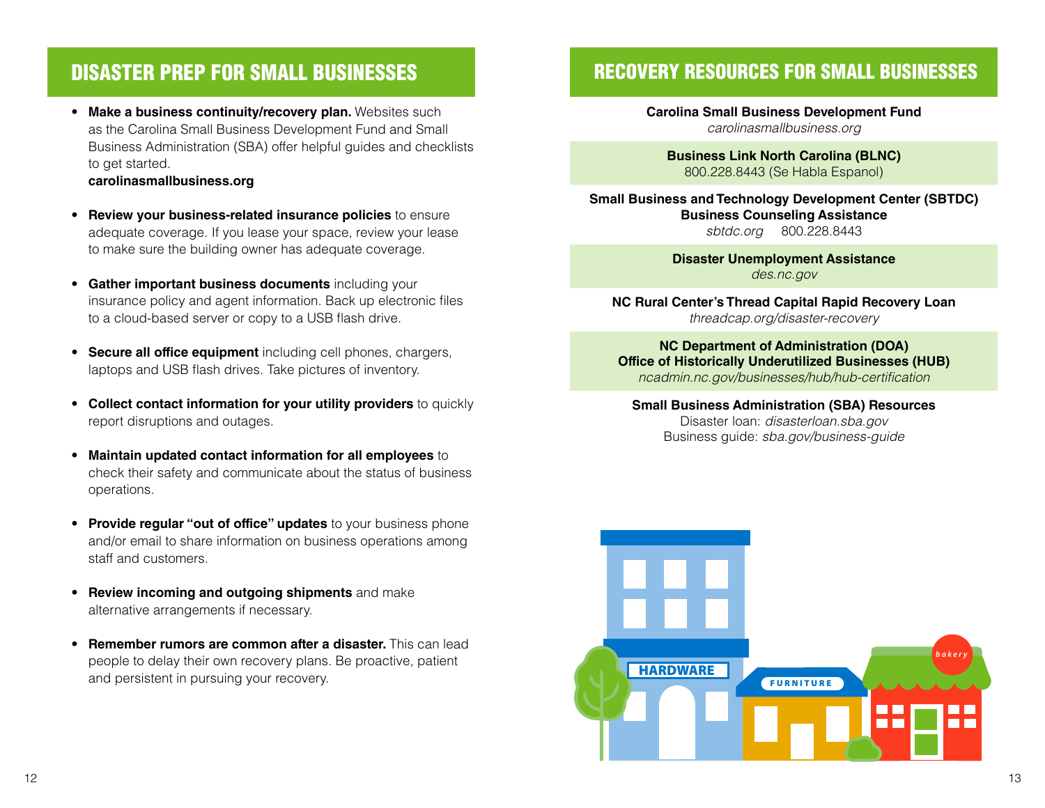## DISASTER PREP FOR SMALL BUSINESSES

- **Make a business continuity/recovery plan.** Websites such as the Carolina Small Business Development Fund and Small Business Administration (SBA) offer helpful guides and checklists to get started.
  **carolinasmallbusiness.org**
- **Review your business-related insurance policies** to ensure adequate coverage. If you lease your space, review your lease to make sure the building owner has adequate coverage.
- **Gather important business documents** including your insurance policy and agent information. Back up electronic files to a cloud-based server or copy to a USB flash drive.
- **Secure all office equipment** including cell phones, chargers, laptops and USB flash drives. Take pictures of inventory.
- **Collect contact information for your utility providers** to quickly report disruptions and outages.
- **Maintain updated contact information for all employees** to check their safety and communicate about the status of business operations.
- **Provide regular "out of office" updates** to your business phone and/or email to share information on business operations among staff and customers.
- **Review incoming and outgoing shipments** and make alternative arrangements if necessary.
- **Remember rumors are common after a disaster.** This can lead people to delay their own recovery plans. Be proactive, patient and persistent in pursuing your recovery.

## RECOVERY RESOURCES FOR SMALL BUSINESSES

**Carolina Small Business Development Fund**
*carolinasmallbusiness.org*

**Business Link North Carolina (BLNC)**
800.228.8443 (Se Habla Espanol)

**Small Business and Technology Development Center (SBTDC)**
**Business Counseling Assistance**
*sbtdc.org* 800.228.8443

**Disaster Unemployment Assistance**
*des.nc.gov*

**NC Rural Center's Thread Capital Rapid Recovery Loan**
*threadcap.org/disaster-recovery*

**NC Department of Administration (DOA)**
**Office of Historically Underutilized Businesses (HUB)**
*ncadmin.nc.gov/businesses/hub/hub-certification*

**Small Business Administration (SBA) Resources**
Disaster loan: *disasterloan.sba.gov*
Business guide: *sba.gov/business-guide*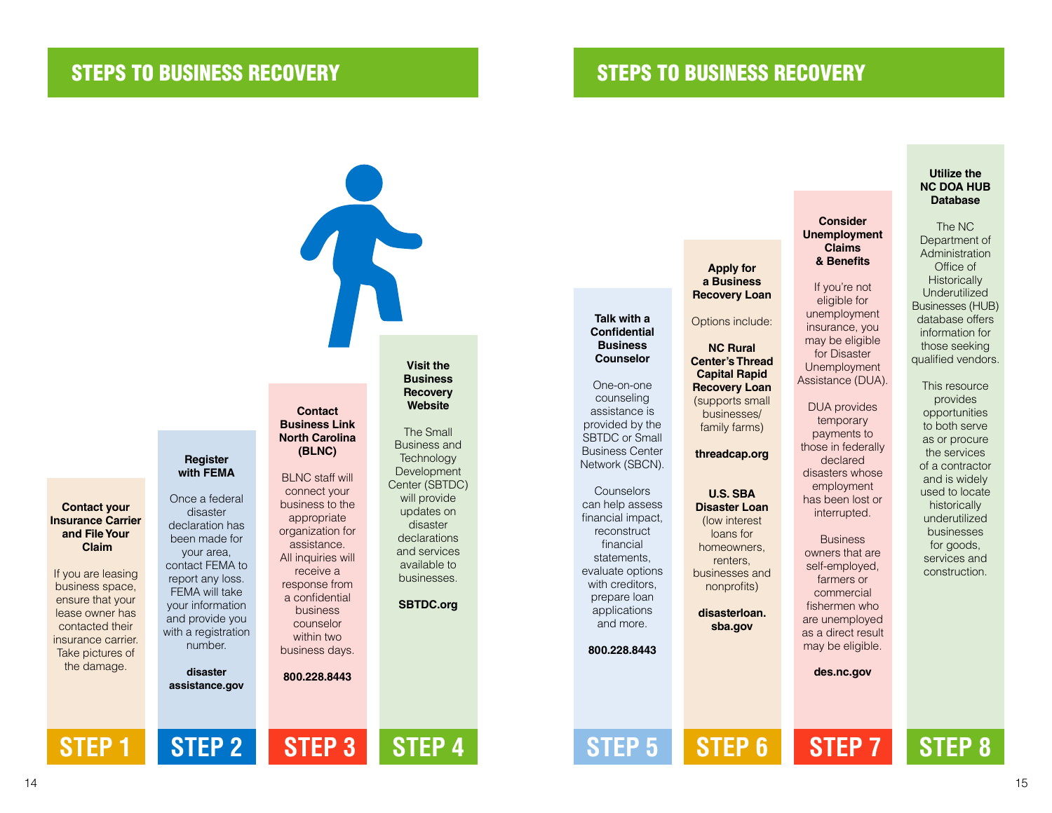## STEPS TO BUSINESS RECOVERY

### STEP 1

**Contact your Insurance Carrier and File Your Claim**

If you are leasing business space, ensure that your lease owner has contacted their insurance carrier. Take pictures of the damage.

### STEP 2

**Register with FEMA**

Once a federal disaster declaration has been made for your area, contact FEMA to report any loss. FEMA will take your information and provide you with a registration number.

**disasterassistance.gov**

### STEP 3

**Contact Business Link North Carolina (BLNC)**

BLNC staff will connect your business to the appropriate organization for assistance. All inquiries will receive a response from a confidential business counselor within two business days.

**800.228.8443**

### STEP 4

**Visit the Business Recovery Website**

The Small Business and Technology Development Center (SBTDC) will provide updates on disaster declarations and services available to businesses.

**SBTDC.org**

## STEPS TO BUSINESS RECOVERY

### STEP 5

**Talk with a Confidential Business Counselor**

One-on-one counseling assistance is provided by the SBTDC or Small Business Center Network (SBCN).

Counselors can help assess financial impact, reconstruct financial statements, evaluate options with creditors, prepare loan applications and more.

**800.228.8443**

### STEP 6

**Apply for a Business Recovery Loan**

Options include:

**NC Rural Center's Thread Capital Rapid Recovery Loan** (supports small businesses/ family farms)

**threadcap.org**

**U.S. SBA Disaster Loan** (low interest loans for homeowners, renters, businesses and nonprofits)

**disasterloan.sba.gov**

### STEP 7

**Consider Unemployment Claims & Benefits**

If you're not eligible for unemployment insurance, you may be eligible for Disaster Unemployment Assistance (DUA).

DUA provides temporary payments to those in federally declared disasters whose employment has been lost or interrupted.

Business owners that are self-employed, farmers or commercial fishermen who are unemployed as a direct result may be eligible.

**des.nc.gov**

### STEP 8

**Utilize the NC DOA HUB Database**

The NC Department of Administration Office of Historically Underutilized Businesses (HUB) database offers information for those seeking qualified vendors.

This resource provides opportunities to both serve as or procure the services of a contractor and is widely used to locate historically underutilized businesses for goods, services and construction.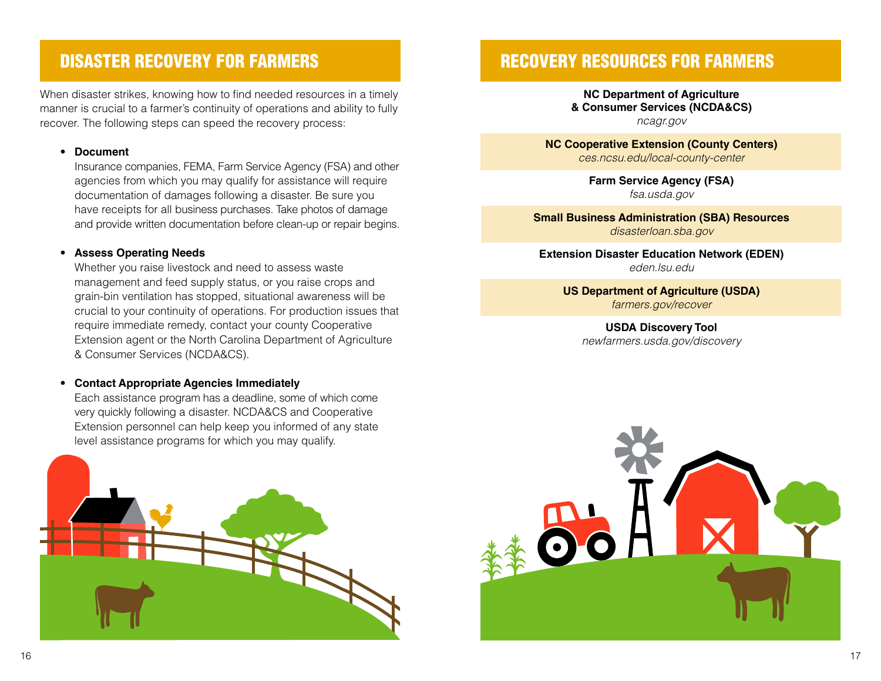# DISASTER RECOVERY FOR FARMERS

When disaster strikes, knowing how to find needed resources in a timely manner is crucial to a farmer's continuity of operations and ability to fully recover. The following steps can speed the recovery process:

- **Document**
  Insurance companies, FEMA, Farm Service Agency (FSA) and other agencies from which you may qualify for assistance will require documentation of damages following a disaster. Be sure you have receipts for all business purchases. Take photos of damage and provide written documentation before clean-up or repair begins.

- **Assess Operating Needs**
  Whether you raise livestock and need to assess waste management and feed supply status, or you raise crops and grain-bin ventilation has stopped, situational awareness will be crucial to your continuity of operations. For production issues that require immediate remedy, contact your county Cooperative Extension agent or the North Carolina Department of Agriculture & Consumer Services (NCDA&CS).

- **Contact Appropriate Agencies Immediately**
  Each assistance program has a deadline, some of which come very quickly following a disaster. NCDA&CS and Cooperative Extension personnel can help keep you informed of any state level assistance programs for which you may qualify.

# RECOVERY RESOURCES FOR FARMERS

**NC Department of Agriculture & Consumer Services (NCDA&CS)**
*ncagr.gov*

**NC Cooperative Extension (County Centers)**
*ces.ncsu.edu/local-county-center*

**Farm Service Agency (FSA)**
*fsa.usda.gov*

**Small Business Administration (SBA) Resources**
*disasterloan.sba.gov*

**Extension Disaster Education Network (EDEN)**
*eden.lsu.edu*

**US Department of Agriculture (USDA)**
*farmers.gov/recover*

**USDA Discovery Tool**
*newfarmers.usda.gov/discovery*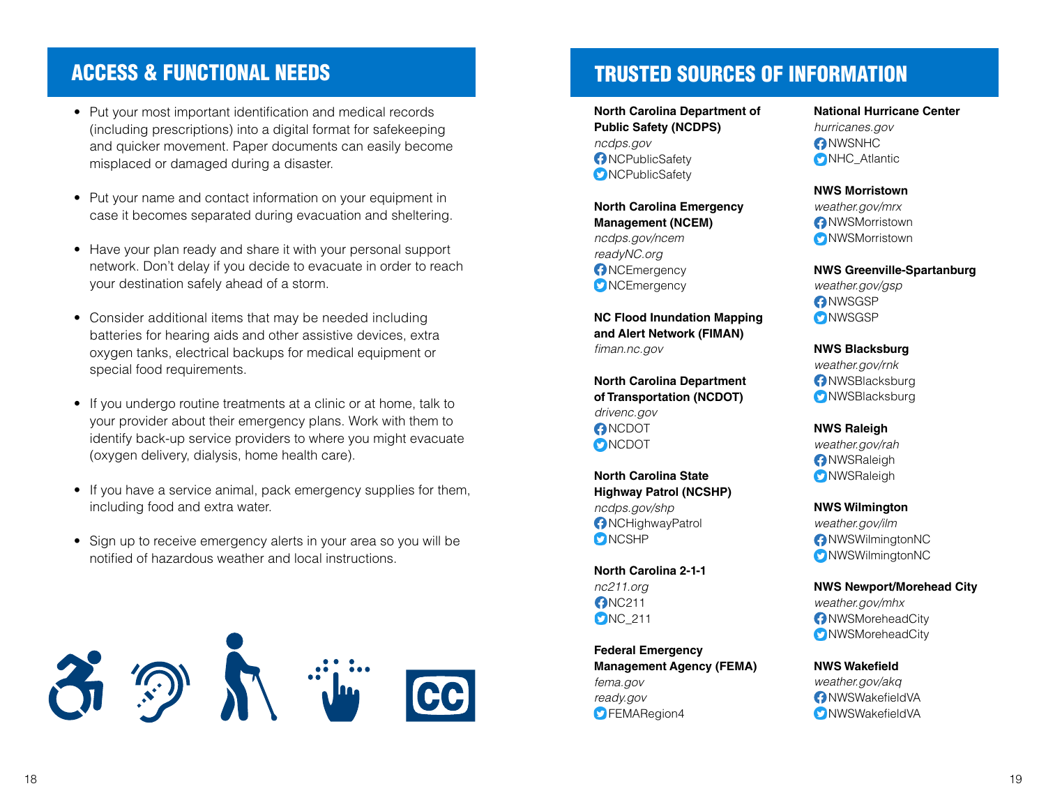## ACCESS & FUNCTIONAL NEEDS

- Put your most important identification and medical records (including prescriptions) into a digital format for safekeeping and quicker movement. Paper documents can easily become misplaced or damaged during a disaster.
- Put your name and contact information on your equipment in case it becomes separated during evacuation and sheltering.
- Have your plan ready and share it with your personal support network. Don't delay if you decide to evacuate in order to reach your destination safely ahead of a storm.
- Consider additional items that may be needed including batteries for hearing aids and other assistive devices, extra oxygen tanks, electrical backups for medical equipment or special food requirements.
- If you undergo routine treatments at a clinic or at home, talk to your provider about their emergency plans. Work with them to identify back-up service providers to where you might evacuate (oxygen delivery, dialysis, home health care).
- If you have a service animal, pack emergency supplies for them, including food and extra water.
- Sign up to receive emergency alerts in your area so you will be notified of hazardous weather and local instructions.

## TRUSTED SOURCES OF INFORMATION

**North Carolina Department of Public Safety (NCDPS)**
*ncdps.gov*
NCPublicSafety
NCPublicSafety

**North Carolina Emergency Management (NCEM)**
*ncdps.gov/ncem*
*readyNC.org*
NCEmergency
NCEmergency

**NC Flood Inundation Mapping and Alert Network (FIMAN)**
*fiman.nc.gov*

**North Carolina Department of Transportation (NCDOT)**
*drivenc.gov*
NCDOT
NCDOT

**North Carolina State Highway Patrol (NCSHP)**
*ncdps.gov/shp*
NCHighwayPatrol
NCSHP

**North Carolina 2-1-1**
*nc211.org*
NC211
NC_211

**Federal Emergency Management Agency (FEMA)**
*fema.gov*
*ready.gov*
FEMARegion4

**National Hurricane Center**
*hurricanes.gov*
NWSNHC
NHC_Atlantic

**NWS Morristown**
*weather.gov/mrx*
NWSMorristown
NWSMorristown

**NWS Greenville-Spartanburg**
*weather.gov/gsp*
NWSGSP
NWSGSP

**NWS Blacksburg**
*weather.gov/rnk*
NWSBlacksburg
NWSBlacksburg

**NWS Raleigh**
*weather.gov/rah*
NWSRaleigh
NWSRaleigh

**NWS Wilmington**
*weather.gov/ilm*
NWSWilmingtonNC
NWSWilmingtonNC

**NWS Newport/Morehead City**
*weather.gov/mhx*
NWSMoreheadCity
NWSMoreheadCity

**NWS Wakefield**
*weather.gov/akq*
NWSWakefieldVA
NWSWakefieldVA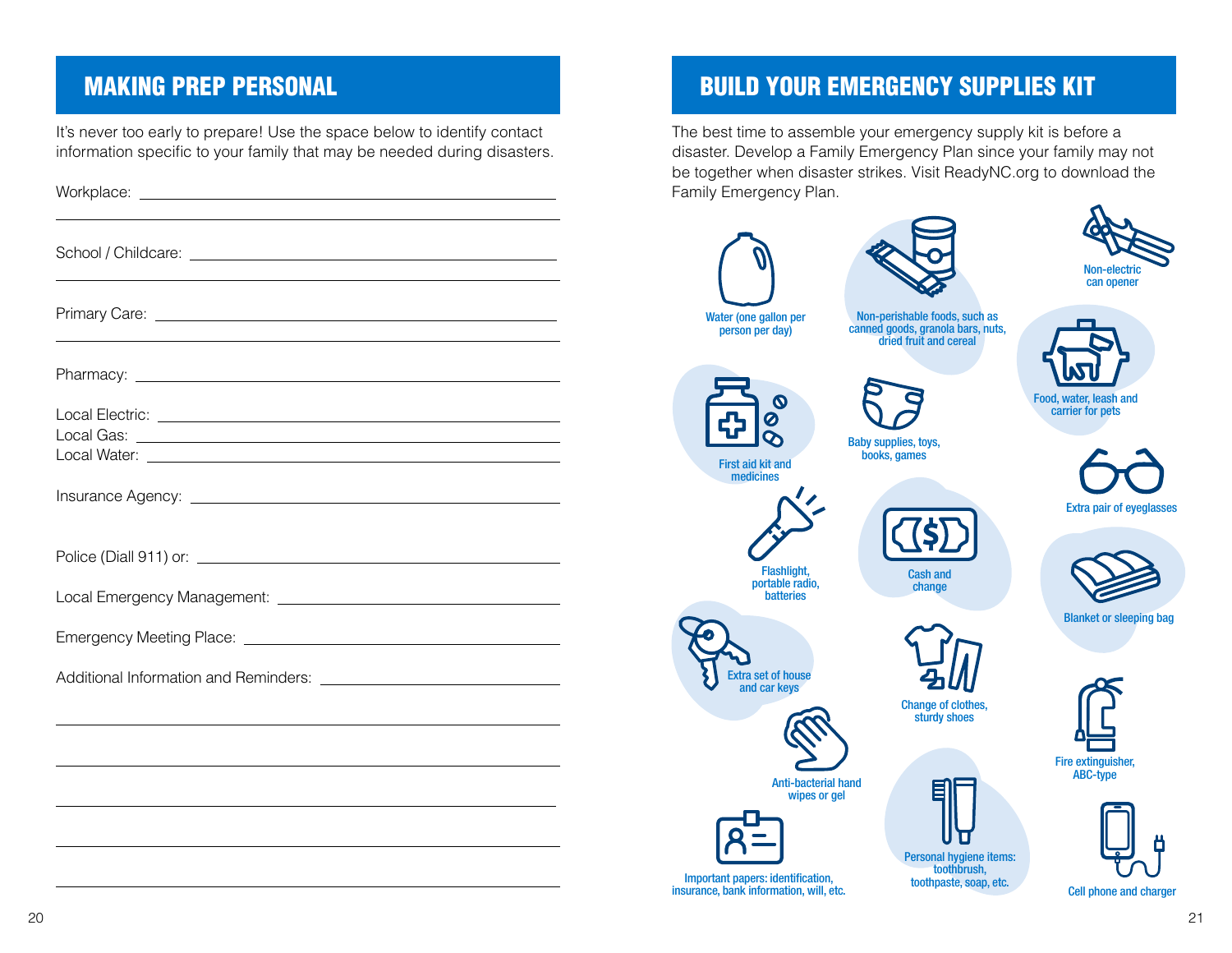## MAKING PREP PERSONAL

It's never too early to prepare! Use the space below to identify contact information specific to your family that may be needed during disasters.

Workplace: ______________________________________________

______________________________________________

School / Childcare: ______________________________________________

______________________________________________

Primary Care: ______________________________________________

______________________________________________

Pharmacy: ______________________________________________

Local Electric: ______________________________________________
Local Gas: ______________________________________________
Local Water: ______________________________________________

Insurance Agency: ______________________________________________

Police (Diall 911) or: ______________________________________________

Local Emergency Management: ______________________________________________

Emergency Meeting Place: ______________________________________________

Additional Information and Reminders: ______________________________________________

______________________________________________

______________________________________________

______________________________________________

______________________________________________

______________________________________________

## BUILD YOUR EMERGENCY SUPPLIES KIT

The best time to assemble your emergency supply kit is before a disaster. Develop a Family Emergency Plan since your family may not be together when disaster strikes. Visit ReadyNC.org to download the Family Emergency Plan.

- Water (one gallon per person per day)
- Non-perishable foods, such as canned goods, granola bars, nuts, dried fruit and cereal
- Non-electric can opener
- Food, water, leash and carrier for pets
- First aid kit and medicines
- Baby supplies, toys, books, games
- Extra pair of eyeglasses
- Flashlight, portable radio, batteries
- Cash and change
- Blanket or sleeping bag
- Extra set of house and car keys
- Change of clothes, sturdy shoes
- Fire extinguisher, ABC-type
- Anti-bacterial hand wipes or gel
- Personal hygiene items: toothbrush, toothpaste, soap, etc.
- Important papers: identification, insurance, bank information, will, etc.
- Cell phone and charger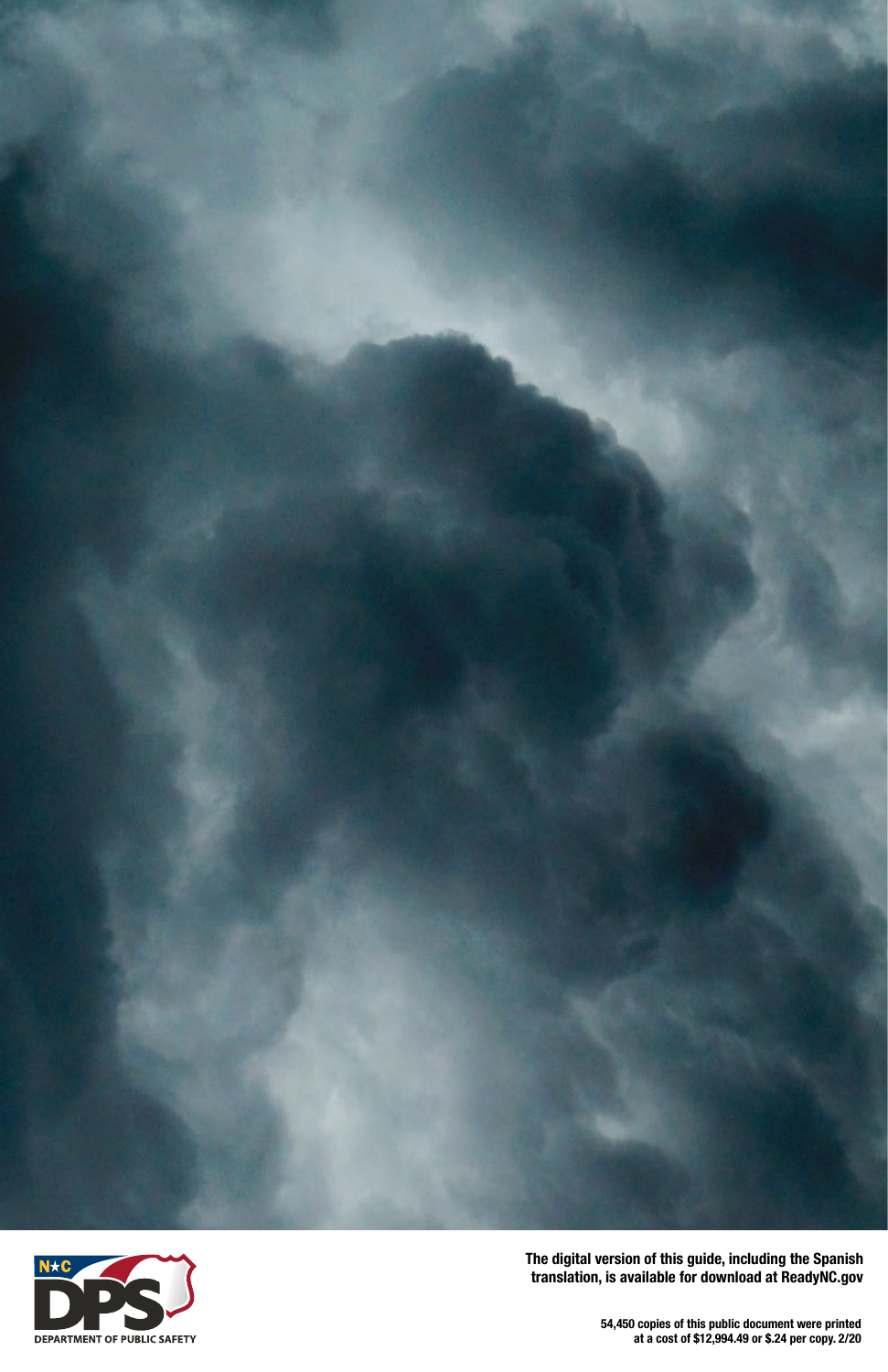N★C DPS DEPARTMENT OF PUBLIC SAFETY

**The digital version of this guide, including the Spanish translation, is available for download at ReadyNC.gov**

**54,450 copies of this public document were printed at a cost of $12,994.49 or $.24 per copy. 2/20**